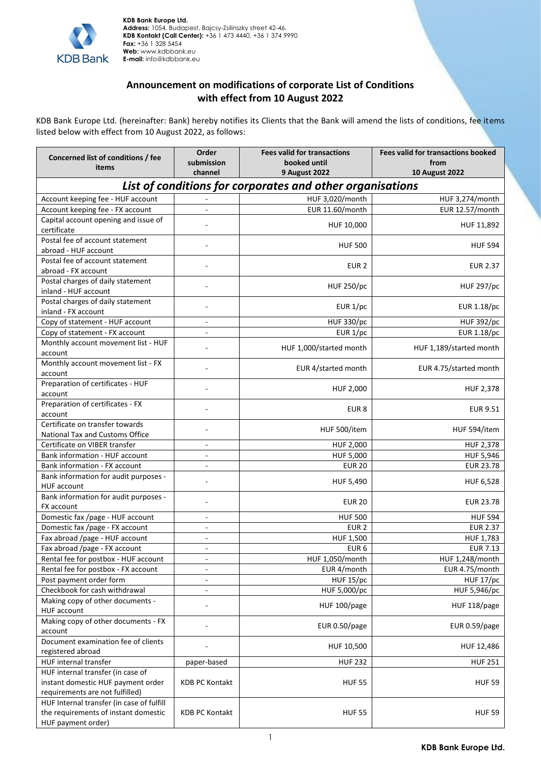**KDB Bank Europe Ltd.**
**Address:** 1054, Budapest, Bajcsy-Zsilinszky street 42-46.
**KDB Kontakt (Call Center):** +36 1 473 4440, +36 1 374 9990
**Fax:** +36 1 328 5454
**Web:** www.kdbbank.eu
**E-mail:** info@kdbbank.eu

# Announcement on modifications of corporate List of Conditions with effect from 10 August 2022

KDB Bank Europe Ltd. (hereinafter: Bank) hereby notifies its Clients that the Bank will amend the lists of conditions, fee items listed below with effect from 10 August 2022, as follows:

| Concerned list of conditions / fee items | Order submission channel | Fees valid for transactions booked until 9 August 2022 | Fees valid for transactions booked from 10 August 2022 |
|---|---|---|---|
| ***List of conditions for corporates and other organisations*** | | | |
| Account keeping fee - HUF account | - | HUF 3,020/month | HUF 3,274/month |
| Account keeping fee - FX account | - | EUR 11.60/month | EUR 12.57/month |
| Capital account opening and issue of certificate | - | HUF 10,000 | HUF 11,892 |
| Postal fee of account statement abroad - HUF account | - | HUF 500 | HUF 594 |
| Postal fee of account statement abroad - FX account | - | EUR 2 | EUR 2.37 |
| Postal charges of daily statement inland - HUF account | - | HUF 250/pc | HUF 297/pc |
| Postal charges of daily statement inland - FX account | - | EUR 1/pc | EUR 1.18/pc |
| Copy of statement - HUF account | - | HUF 330/pc | HUF 392/pc |
| Copy of statement - FX account | - | EUR 1/pc | EUR 1.18/pc |
| Monthly account movement list - HUF account | - | HUF 1,000/started month | HUF 1,189/started month |
| Monthly account movement list - FX account | - | EUR 4/started month | EUR 4.75/started month |
| Preparation of certificates - HUF account | - | HUF 2,000 | HUF 2,378 |
| Preparation of certificates - FX account | - | EUR 8 | EUR 9.51 |
| Certificate on transfer towards National Tax and Customs Office | - | HUF 500/item | HUF 594/item |
| Certificate on VIBER transfer | - | HUF 2,000 | HUF 2,378 |
| Bank information - HUF account | - | HUF 5,000 | HUF 5,946 |
| Bank information - FX account | - | EUR 20 | EUR 23.78 |
| Bank information for audit purposes - HUF account | - | HUF 5,490 | HUF 6,528 |
| Bank information for audit purposes - FX account | - | EUR 20 | EUR 23.78 |
| Domestic fax /page - HUF account | - | HUF 500 | HUF 594 |
| Domestic fax /page - FX account | - | EUR 2 | EUR 2.37 |
| Fax abroad /page - HUF account | - | HUF 1,500 | HUF 1,783 |
| Fax abroad /page - FX account | - | EUR 6 | EUR 7.13 |
| Rental fee for postbox - HUF account | - | HUF 1,050/month | HUF 1,248/month |
| Rental fee for postbox - FX account | - | EUR 4/month | EUR 4.75/month |
| Post payment order form | - | HUF 15/pc | HUF 17/pc |
| Checkbook for cash withdrawal | - | HUF 5,000/pc | HUF 5,946/pc |
| Making copy of other documents - HUF account | - | HUF 100/page | HUF 118/page |
| Making copy of other documents - FX account | - | EUR 0.50/page | EUR 0.59/page |
| Document examination fee of clients registered abroad | - | HUF 10,500 | HUF 12,486 |
| HUF internal transfer | paper-based | HUF 232 | HUF 251 |
| HUF internal transfer (in case of instant domestic HUF payment order requirements are not fulfilled) | KDB PC Kontakt | HUF 55 | HUF 59 |
| HUF Internal transfer (in case of fulfill the requirements of instant domestic HUF payment order) | KDB PC Kontakt | HUF 55 | HUF 59 |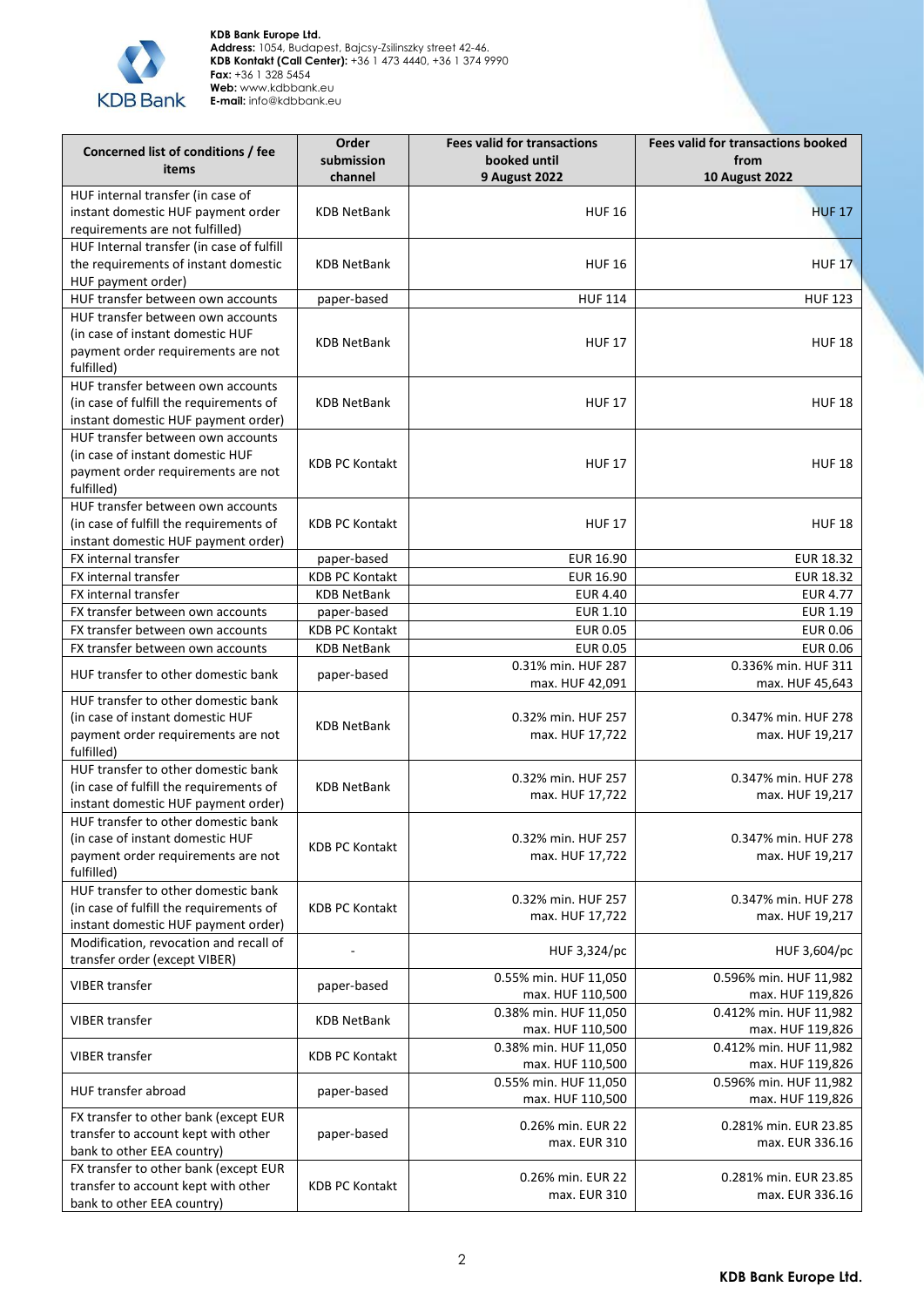KDB Bank Europe Ltd.
**Address:** 1054, Budapest, Bajcsy-Zsilinszky street 42-46.
**KDB Kontakt (Call Center):** +36 1 473 4440, +36 1 374 9990
**Fax:** +36 1 328 5454
**Web:** www.kdbbank.eu
**E-mail:** info@kdbbank.eu

| Concerned list of conditions / fee items | Order submission channel | Fees valid for transactions booked until 9 August 2022 | Fees valid for transactions booked from 10 August 2022 |
|---|---|---|---|
| HUF internal transfer (in case of instant domestic HUF payment order requirements are not fulfilled) | KDB NetBank | HUF 16 | HUF 17 |
| HUF Internal transfer (in case of fulfill the requirements of instant domestic HUF payment order) | KDB NetBank | HUF 16 | HUF 17 |
| HUF transfer between own accounts | paper-based | HUF 114 | HUF 123 |
| HUF transfer between own accounts (in case of instant domestic HUF payment order requirements are not fulfilled) | KDB NetBank | HUF 17 | HUF 18 |
| HUF transfer between own accounts (in case of fulfill the requirements of instant domestic HUF payment order) | KDB NetBank | HUF 17 | HUF 18 |
| HUF transfer between own accounts (in case of instant domestic HUF payment order requirements are not fulfilled) | KDB PC Kontakt | HUF 17 | HUF 18 |
| HUF transfer between own accounts (in case of fulfill the requirements of instant domestic HUF payment order) | KDB PC Kontakt | HUF 17 | HUF 18 |
| FX internal transfer | paper-based | EUR 16.90 | EUR 18.32 |
| FX internal transfer | KDB PC Kontakt | EUR 16.90 | EUR 18.32 |
| FX internal transfer | KDB NetBank | EUR 4.40 | EUR 4.77 |
| FX transfer between own accounts | paper-based | EUR 1.10 | EUR 1.19 |
| FX transfer between own accounts | KDB PC Kontakt | EUR 0.05 | EUR 0.06 |
| FX transfer between own accounts | KDB NetBank | EUR 0.05 | EUR 0.06 |
| HUF transfer to other domestic bank | paper-based | 0.31% min. HUF 287 max. HUF 42,091 | 0.336% min. HUF 311 max. HUF 45,643 |
| HUF transfer to other domestic bank (in case of instant domestic HUF payment order requirements are not fulfilled) | KDB NetBank | 0.32% min. HUF 257 max. HUF 17,722 | 0.347% min. HUF 278 max. HUF 19,217 |
| HUF transfer to other domestic bank (in case of fulfill the requirements of instant domestic HUF payment order) | KDB NetBank | 0.32% min. HUF 257 max. HUF 17,722 | 0.347% min. HUF 278 max. HUF 19,217 |
| HUF transfer to other domestic bank (in case of instant domestic HUF payment order requirements are not fulfilled) | KDB PC Kontakt | 0.32% min. HUF 257 max. HUF 17,722 | 0.347% min. HUF 278 max. HUF 19,217 |
| HUF transfer to other domestic bank (in case of fulfill the requirements of instant domestic HUF payment order) | KDB PC Kontakt | 0.32% min. HUF 257 max. HUF 17,722 | 0.347% min. HUF 278 max. HUF 19,217 |
| Modification, revocation and recall of transfer order (except VIBER) | - | HUF 3,324/pc | HUF 3,604/pc |
| VIBER transfer | paper-based | 0.55% min. HUF 11,050 max. HUF 110,500 | 0.596% min. HUF 11,982 max. HUF 119,826 |
| VIBER transfer | KDB NetBank | 0.38% min. HUF 11,050 max. HUF 110,500 | 0.412% min. HUF 11,982 max. HUF 119,826 |
| VIBER transfer | KDB PC Kontakt | 0.38% min. HUF 11,050 max. HUF 110,500 | 0.412% min. HUF 11,982 max. HUF 119,826 |
| HUF transfer abroad | paper-based | 0.55% min. HUF 11,050 max. HUF 110,500 | 0.596% min. HUF 11,982 max. HUF 119,826 |
| FX transfer to other bank (except EUR transfer to account kept with other bank to other EEA country) | paper-based | 0.26% min. EUR 22 max. EUR 310 | 0.281% min. EUR 23.85 max. EUR 336.16 |
| FX transfer to other bank (except EUR transfer to account kept with other bank to other EEA country) | KDB PC Kontakt | 0.26% min. EUR 22 max. EUR 310 | 0.281% min. EUR 23.85 max. EUR 336.16 |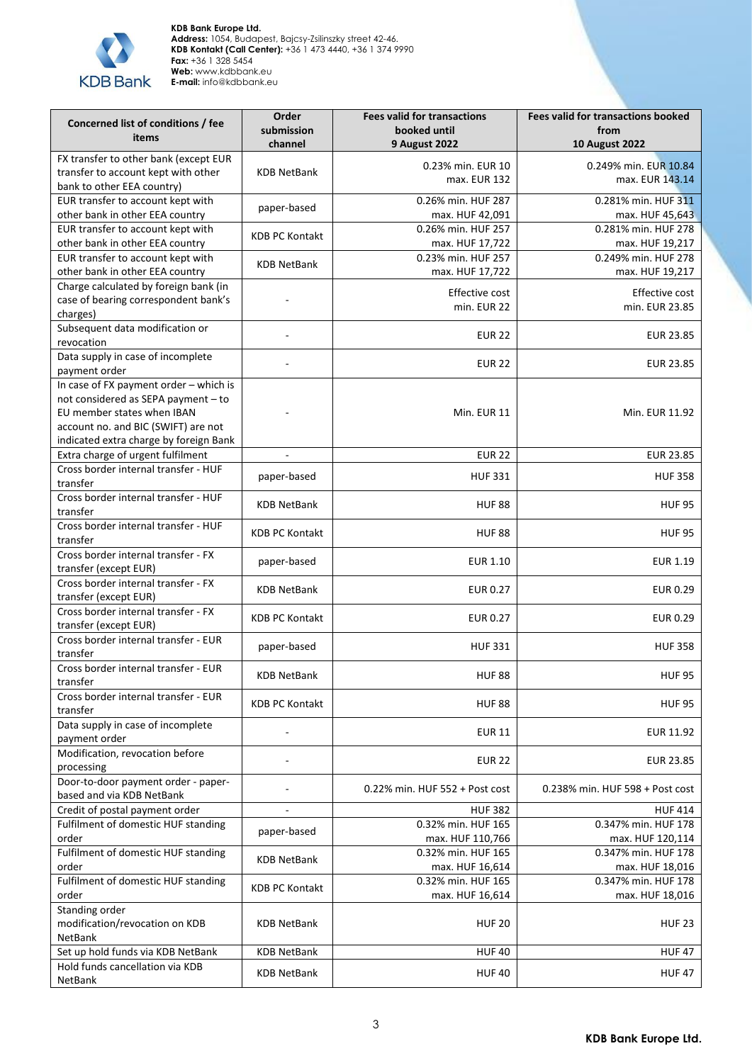| Concerned list of conditions / fee items | Order submission channel | Fees valid for transactions booked until 9 August 2022 | Fees valid for transactions booked from 10 August 2022 |
|---|---|---|---|
| FX transfer to other bank (except EUR transfer to account kept with other bank to other EEA country) | KDB NetBank | 0.23% min. EUR 10 max. EUR 132 | 0.249% min. EUR 10.84 max. EUR 143.14 |
| EUR transfer to account kept with other bank in other EEA country | paper-based | 0.26% min. HUF 287 max. HUF 42,091 | 0.281% min. HUF 311 max. HUF 45,643 |
| EUR transfer to account kept with other bank in other EEA country | KDB PC Kontakt | 0.26% min. HUF 257 max. HUF 17,722 | 0.281% min. HUF 278 max. HUF 19,217 |
| EUR transfer to account kept with other bank in other EEA country | KDB NetBank | 0.23% min. HUF 257 max. HUF 17,722 | 0.249% min. HUF 278 max. HUF 19,217 |
| Charge calculated by foreign bank (in case of bearing correspondent bank's charges) | - | Effective cost min. EUR 22 | Effective cost min. EUR 23.85 |
| Subsequent data modification or revocation | - | EUR 22 | EUR 23.85 |
| Data supply in case of incomplete payment order | - | EUR 22 | EUR 23.85 |
| In case of FX payment order – which is not considered as SEPA payment – to EU member states when IBAN account no. and BIC (SWIFT) are not indicated extra charge by foreign Bank | - | Min. EUR 11 | Min. EUR 11.92 |
| Extra charge of urgent fulfilment | - | EUR 22 | EUR 23.85 |
| Cross border internal transfer - HUF transfer | paper-based | HUF 331 | HUF 358 |
| Cross border internal transfer - HUF transfer | KDB NetBank | HUF 88 | HUF 95 |
| Cross border internal transfer - HUF transfer | KDB PC Kontakt | HUF 88 | HUF 95 |
| Cross border internal transfer - FX transfer (except EUR) | paper-based | EUR 1.10 | EUR 1.19 |
| Cross border internal transfer - FX transfer (except EUR) | KDB NetBank | EUR 0.27 | EUR 0.29 |
| Cross border internal transfer - FX transfer (except EUR) | KDB PC Kontakt | EUR 0.27 | EUR 0.29 |
| Cross border internal transfer - EUR transfer | paper-based | HUF 331 | HUF 358 |
| Cross border internal transfer - EUR transfer | KDB NetBank | HUF 88 | HUF 95 |
| Cross border internal transfer - EUR transfer | KDB PC Kontakt | HUF 88 | HUF 95 |
| Data supply in case of incomplete payment order | - | EUR 11 | EUR 11.92 |
| Modification, revocation before processing | - | EUR 22 | EUR 23.85 |
| Door-to-door payment order - paper-based and via KDB NetBank | - | 0.22% min. HUF 552 + Post cost | 0.238% min. HUF 598 + Post cost |
| Credit of postal payment order | - | HUF 382 | HUF 414 |
| Fulfilment of domestic HUF standing order | paper-based | 0.32% min. HUF 165 max. HUF 110,766 | 0.347% min. HUF 178 max. HUF 120,114 |
| Fulfilment of domestic HUF standing order | KDB NetBank | 0.32% min. HUF 165 max. HUF 16,614 | 0.347% min. HUF 178 max. HUF 18,016 |
| Fulfilment of domestic HUF standing order | KDB PC Kontakt | 0.32% min. HUF 165 max. HUF 16,614 | 0.347% min. HUF 178 max. HUF 18,016 |
| Standing order modification/revocation on KDB NetBank | KDB NetBank | HUF 20 | HUF 23 |
| Set up hold funds via KDB NetBank | KDB NetBank | HUF 40 | HUF 47 |
| Hold funds cancellation via KDB NetBank | KDB NetBank | HUF 40 | HUF 47 |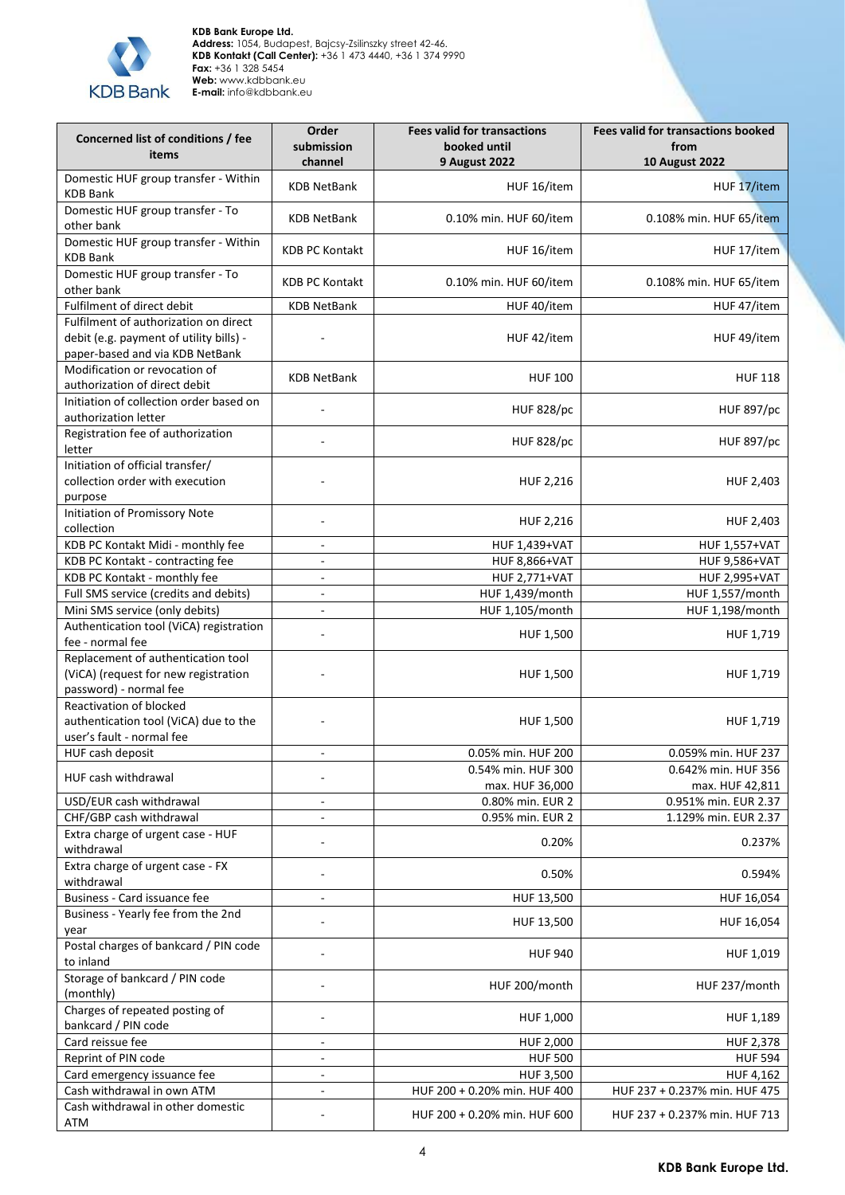| Concerned list of conditions / fee items | Order submission channel | Fees valid for transactions booked until 9 August 2022 | Fees valid for transactions booked from 10 August 2022 |
|---|---|---|---|
| Domestic HUF group transfer - Within KDB Bank | KDB NetBank | HUF 16/item | HUF 17/item |
| Domestic HUF group transfer - To other bank | KDB NetBank | 0.10% min. HUF 60/item | 0.108% min. HUF 65/item |
| Domestic HUF group transfer - Within KDB Bank | KDB PC Kontakt | HUF 16/item | HUF 17/item |
| Domestic HUF group transfer - To other bank | KDB PC Kontakt | 0.10% min. HUF 60/item | 0.108% min. HUF 65/item |
| Fulfilment of direct debit | KDB NetBank | HUF 40/item | HUF 47/item |
| Fulfilment of authorization on direct debit (e.g. payment of utility bills) - paper-based and via KDB NetBank | - | HUF 42/item | HUF 49/item |
| Modification or revocation of authorization of direct debit | KDB NetBank | HUF 100 | HUF 118 |
| Initiation of collection order based on authorization letter | - | HUF 828/pc | HUF 897/pc |
| Registration fee of authorization letter | - | HUF 828/pc | HUF 897/pc |
| Initiation of official transfer/ collection order with execution purpose | - | HUF 2,216 | HUF 2,403 |
| Initiation of Promissory Note collection | - | HUF 2,216 | HUF 2,403 |
| KDB PC Kontakt Midi - monthly fee | - | HUF 1,439+VAT | HUF 1,557+VAT |
| KDB PC Kontakt - contracting fee | - | HUF 8,866+VAT | HUF 9,586+VAT |
| KDB PC Kontakt - monthly fee | - | HUF 2,771+VAT | HUF 2,995+VAT |
| Full SMS service (credits and debits) | - | HUF 1,439/month | HUF 1,557/month |
| Mini SMS service (only debits) | - | HUF 1,105/month | HUF 1,198/month |
| Authentication tool (ViCA) registration fee - normal fee | - | HUF 1,500 | HUF 1,719 |
| Replacement of authentication tool (ViCA) (request for new registration password) - normal fee | - | HUF 1,500 | HUF 1,719 |
| Reactivation of blocked authentication tool (ViCA) due to the user's fault - normal fee | - | HUF 1,500 | HUF 1,719 |
| HUF cash deposit | - | 0.05% min. HUF 200 | 0.059% min. HUF 237 |
| HUF cash withdrawal | - | 0.54% min. HUF 300 max. HUF 36,000 | 0.642% min. HUF 356 max. HUF 42,811 |
| USD/EUR cash withdrawal | - | 0.80% min. EUR 2 | 0.951% min. EUR 2.37 |
| CHF/GBP cash withdrawal | - | 0.95% min. EUR 2 | 1.129% min. EUR 2.37 |
| Extra charge of urgent case - HUF withdrawal | - | 0.20% | 0.237% |
| Extra charge of urgent case - FX withdrawal | - | 0.50% | 0.594% |
| Business - Card issuance fee | - | HUF 13,500 | HUF 16,054 |
| Business - Yearly fee from the 2nd year | - | HUF 13,500 | HUF 16,054 |
| Postal charges of bankcard / PIN code to inland | - | HUF 940 | HUF 1,019 |
| Storage of bankcard / PIN code (monthly) | - | HUF 200/month | HUF 237/month |
| Charges of repeated posting of bankcard / PIN code | - | HUF 1,000 | HUF 1,189 |
| Card reissue fee | - | HUF 2,000 | HUF 2,378 |
| Reprint of PIN code | - | HUF 500 | HUF 594 |
| Card emergency issuance fee | - | HUF 3,500 | HUF 4,162 |
| Cash withdrawal in own ATM | - | HUF 200 + 0.20% min. HUF 400 | HUF 237 + 0.237% min. HUF 475 |
| Cash withdrawal in other domestic ATM | - | HUF 200 + 0.20% min. HUF 600 | HUF 237 + 0.237% min. HUF 713 |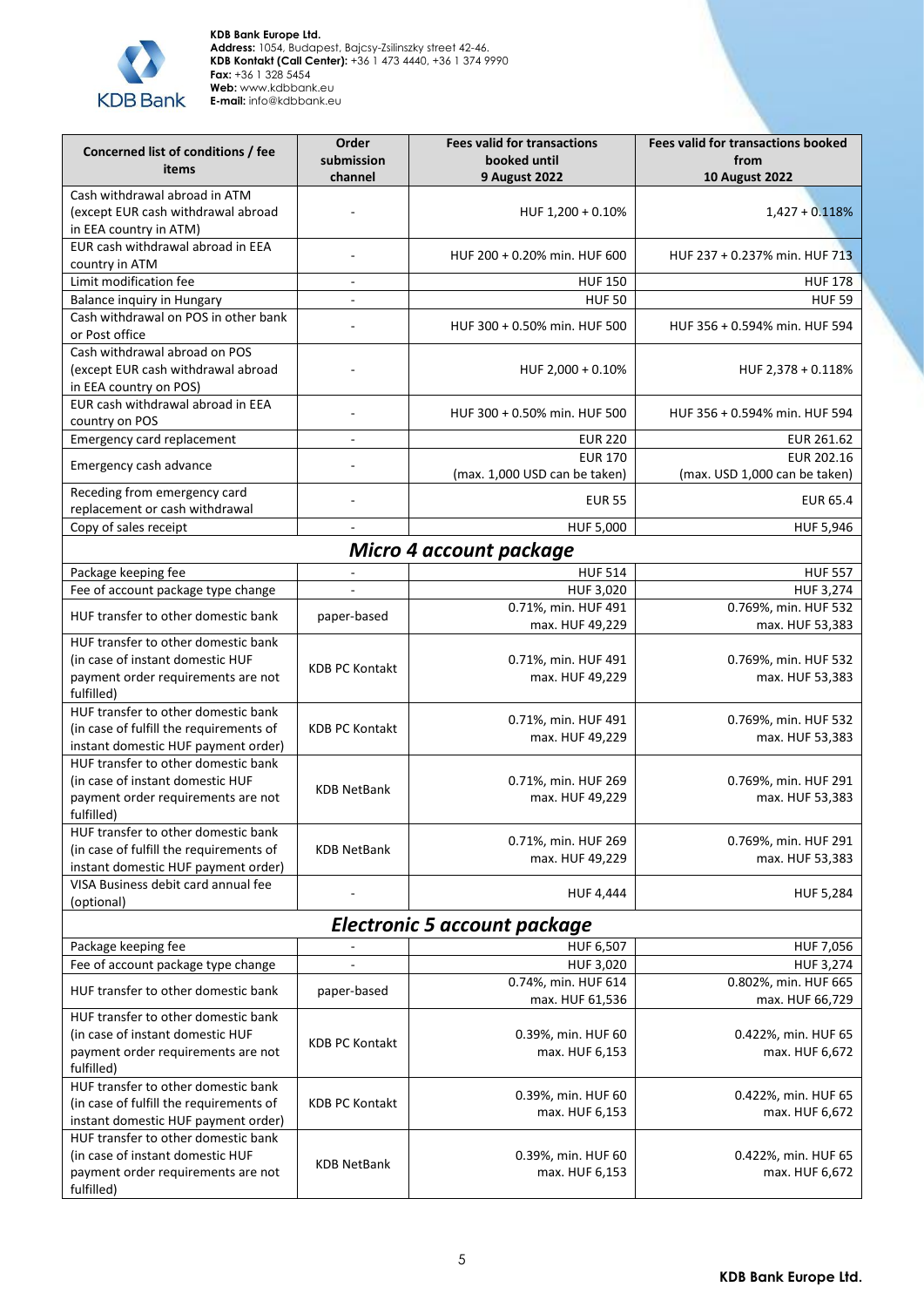| Concerned list of conditions / fee items | Order submission channel | Fees valid for transactions booked until 9 August 2022 | Fees valid for transactions booked from 10 August 2022 |
|---|---|---|---|
| Cash withdrawal abroad in ATM (except EUR cash withdrawal abroad in EEA country in ATM) | - | HUF 1,200 + 0.10% | 1,427 + 0.118% |
| EUR cash withdrawal abroad in EEA country in ATM | - | HUF 200 + 0.20% min. HUF 600 | HUF 237 + 0.237% min. HUF 713 |
| Limit modification fee | - | HUF 150 | HUF 178 |
| Balance inquiry in Hungary | - | HUF 50 | HUF 59 |
| Cash withdrawal on POS in other bank or Post office | - | HUF 300 + 0.50% min. HUF 500 | HUF 356 + 0.594% min. HUF 594 |
| Cash withdrawal abroad on POS (except EUR cash withdrawal abroad in EEA country on POS) | - | HUF 2,000 + 0.10% | HUF 2,378 + 0.118% |
| EUR cash withdrawal abroad in EEA country on POS | - | HUF 300 + 0.50% min. HUF 500 | HUF 356 + 0.594% min. HUF 594 |
| Emergency card replacement | - | EUR 220 | EUR 261.62 |
| Emergency cash advance | - | EUR 170 (max. 1,000 USD can be taken) | EUR 202.16 (max. USD 1,000 can be taken) |
| Receding from emergency card replacement or cash withdrawal | - | EUR 55 | EUR 65.4 |
| Copy of sales receipt | - | HUF 5,000 | HUF 5,946 |
| ***Micro 4 account package*** | | | |
| Package keeping fee | - | HUF 514 | HUF 557 |
| Fee of account package type change | - | HUF 3,020 | HUF 3,274 |
| HUF transfer to other domestic bank | paper-based | 0.71%, min. HUF 491 max. HUF 49,229 | 0.769%, min. HUF 532 max. HUF 53,383 |
| HUF transfer to other domestic bank (in case of instant domestic HUF payment order requirements are not fulfilled) | KDB PC Kontakt | 0.71%, min. HUF 491 max. HUF 49,229 | 0.769%, min. HUF 532 max. HUF 53,383 |
| HUF transfer to other domestic bank (in case of fulfill the requirements of instant domestic HUF payment order) | KDB PC Kontakt | 0.71%, min. HUF 491 max. HUF 49,229 | 0.769%, min. HUF 532 max. HUF 53,383 |
| HUF transfer to other domestic bank (in case of instant domestic HUF payment order requirements are not fulfilled) | KDB NetBank | 0.71%, min. HUF 269 max. HUF 49,229 | 0.769%, min. HUF 291 max. HUF 53,383 |
| HUF transfer to other domestic bank (in case of fulfill the requirements of instant domestic HUF payment order) | KDB NetBank | 0.71%, min. HUF 269 max. HUF 49,229 | 0.769%, min. HUF 291 max. HUF 53,383 |
| VISA Business debit card annual fee (optional) | - | HUF 4,444 | HUF 5,284 |
| ***Electronic 5 account package*** | | | |
| Package keeping fee | - | HUF 6,507 | HUF 7,056 |
| Fee of account package type change | - | HUF 3,020 | HUF 3,274 |
| HUF transfer to other domestic bank | paper-based | 0.74%, min. HUF 614 max. HUF 61,536 | 0.802%, min. HUF 665 max. HUF 66,729 |
| HUF transfer to other domestic bank (in case of instant domestic HUF payment order requirements are not fulfilled) | KDB PC Kontakt | 0.39%, min. HUF 60 max. HUF 6,153 | 0.422%, min. HUF 65 max. HUF 6,672 |
| HUF transfer to other domestic bank (in case of fulfill the requirements of instant domestic HUF payment order) | KDB PC Kontakt | 0.39%, min. HUF 60 max. HUF 6,153 | 0.422%, min. HUF 65 max. HUF 6,672 |
| HUF transfer to other domestic bank (in case of instant domestic HUF payment order requirements are not fulfilled) | KDB NetBank | 0.39%, min. HUF 60 max. HUF 6,153 | 0.422%, min. HUF 65 max. HUF 6,672 |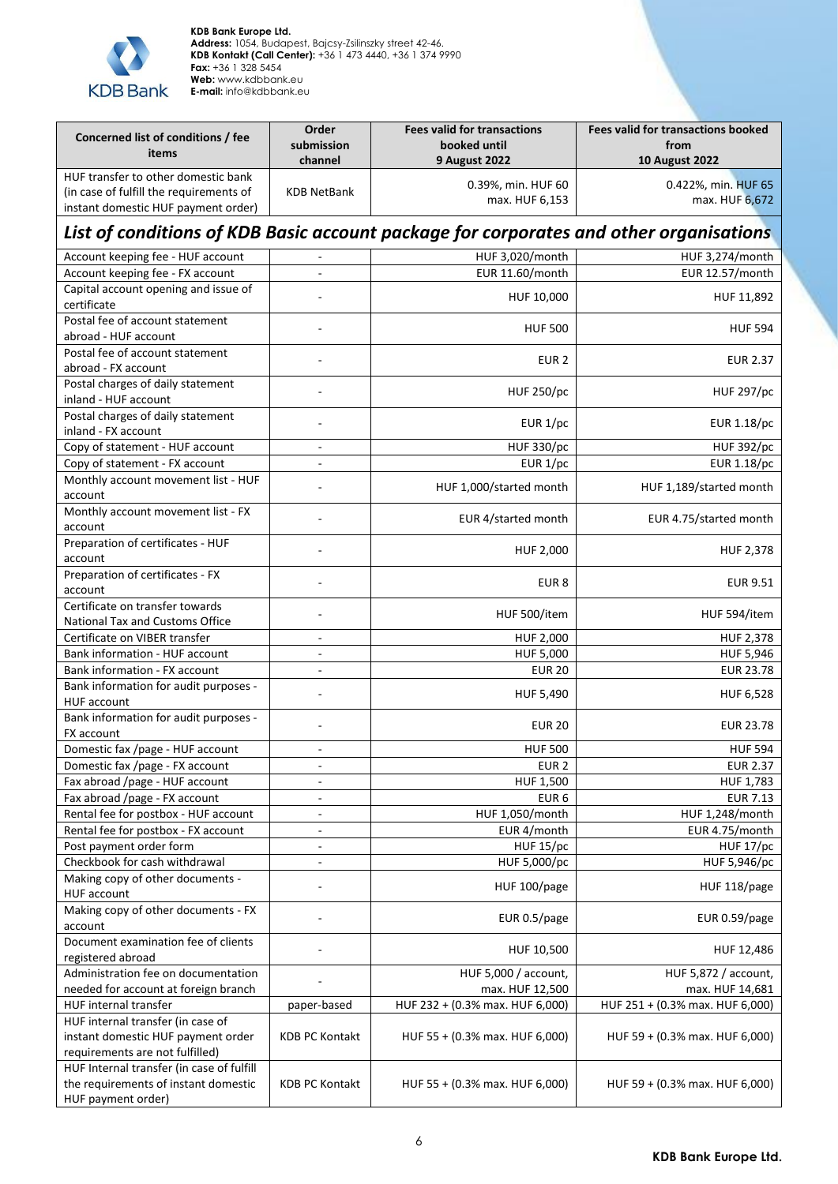| Concerned list of conditions / fee items | Order submission channel | Fees valid for transactions booked until 9 August 2022 | Fees valid for transactions booked from 10 August 2022 |
|---|---|---|---|
| HUF transfer to other domestic bank (in case of fulfill the requirements of instant domestic HUF payment order) | KDB NetBank | 0.39%, min. HUF 60 max. HUF 6,153 | 0.422%, min. HUF 65 max. HUF 6,672 |

## List of conditions of KDB Basic account package for corporates and other organisations

| Concerned list of conditions / fee items | Order submission channel | Fees valid for transactions booked until 9 August 2022 | Fees valid for transactions booked from 10 August 2022 |
|---|---|---|---|
| Account keeping fee - HUF account | - | HUF 3,020/month | HUF 3,274/month |
| Account keeping fee - FX account | - | EUR 11.60/month | EUR 12.57/month |
| Capital account opening and issue of certificate | - | HUF 10,000 | HUF 11,892 |
| Postal fee of account statement abroad - HUF account | - | HUF 500 | HUF 594 |
| Postal fee of account statement abroad - FX account | - | EUR 2 | EUR 2.37 |
| Postal charges of daily statement inland - HUF account | - | HUF 250/pc | HUF 297/pc |
| Postal charges of daily statement inland - FX account | - | EUR 1/pc | EUR 1.18/pc |
| Copy of statement - HUF account | - | HUF 330/pc | HUF 392/pc |
| Copy of statement - FX account | - | EUR 1/pc | EUR 1.18/pc |
| Monthly account movement list - HUF account | - | HUF 1,000/started month | HUF 1,189/started month |
| Monthly account movement list - FX account | - | EUR 4/started month | EUR 4.75/started month |
| Preparation of certificates - HUF account | - | HUF 2,000 | HUF 2,378 |
| Preparation of certificates - FX account | - | EUR 8 | EUR 9.51 |
| Certificate on transfer towards National Tax and Customs Office | - | HUF 500/item | HUF 594/item |
| Certificate on VIBER transfer | - | HUF 2,000 | HUF 2,378 |
| Bank information - HUF account | - | HUF 5,000 | HUF 5,946 |
| Bank information - FX account | - | EUR 20 | EUR 23.78 |
| Bank information for audit purposes - HUF account | - | HUF 5,490 | HUF 6,528 |
| Bank information for audit purposes - FX account | - | EUR 20 | EUR 23.78 |
| Domestic fax /page - HUF account | - | HUF 500 | HUF 594 |
| Domestic fax /page - FX account | - | EUR 2 | EUR 2.37 |
| Fax abroad /page - HUF account | - | HUF 1,500 | HUF 1,783 |
| Fax abroad /page - FX account | - | EUR 6 | EUR 7.13 |
| Rental fee for postbox - HUF account | - | HUF 1,050/month | HUF 1,248/month |
| Rental fee for postbox - FX account | - | EUR 4/month | EUR 4.75/month |
| Post payment order form | - | HUF 15/pc | HUF 17/pc |
| Checkbook for cash withdrawal | - | HUF 5,000/pc | HUF 5,946/pc |
| Making copy of other documents - HUF account | - | HUF 100/page | HUF 118/page |
| Making copy of other documents - FX account | - | EUR 0.5/page | EUR 0.59/page |
| Document examination fee of clients registered abroad | - | HUF 10,500 | HUF 12,486 |
| Administration fee on documentation needed for account at foreign branch | - | HUF 5,000 / account, max. HUF 12,500 | HUF 5,872 / account, max. HUF 14,681 |
| HUF internal transfer | paper-based | HUF 232 + (0.3% max. HUF 6,000) | HUF 251 + (0.3% max. HUF 6,000) |
| HUF internal transfer (in case of instant domestic HUF payment order requirements are not fulfilled) | KDB PC Kontakt | HUF 55 + (0.3% max. HUF 6,000) | HUF 59 + (0.3% max. HUF 6,000) |
| HUF Internal transfer (in case of fulfill the requirements of instant domestic HUF payment order) | KDB PC Kontakt | HUF 55 + (0.3% max. HUF 6,000) | HUF 59 + (0.3% max. HUF 6,000) |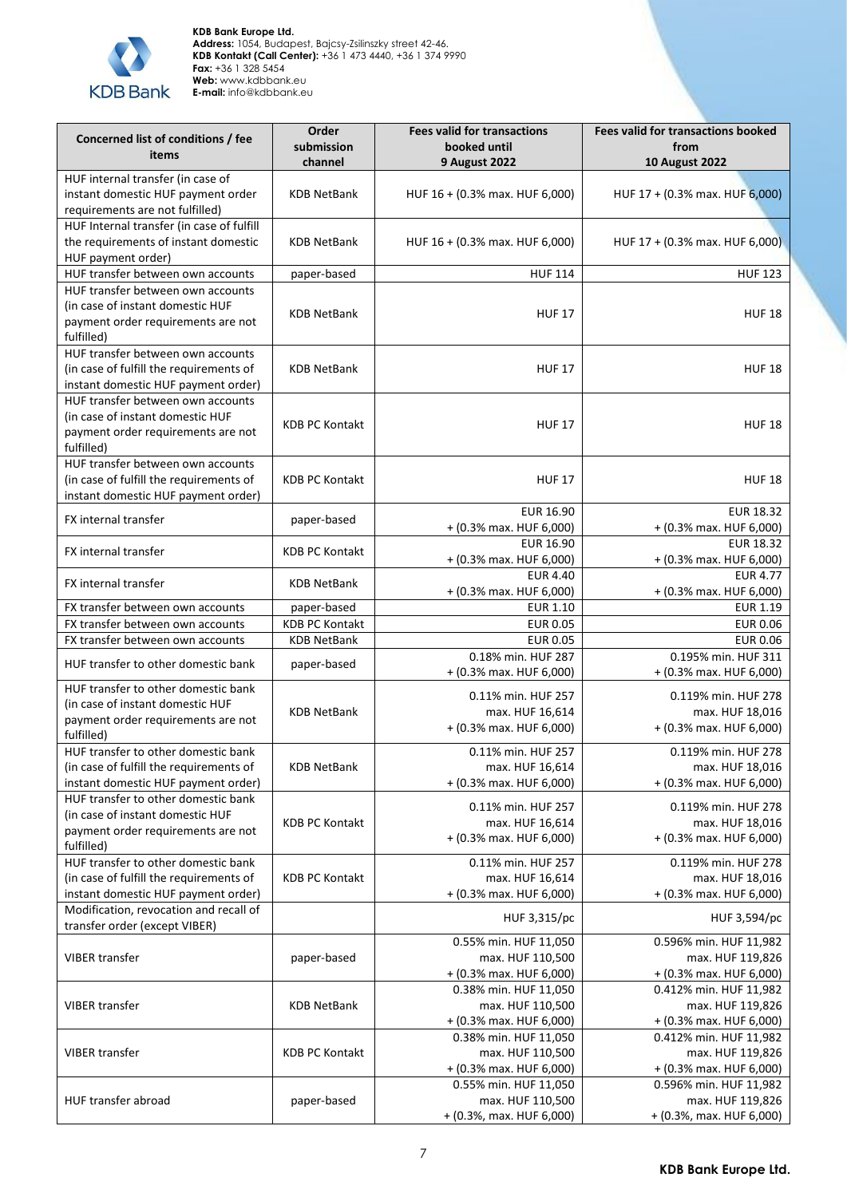| Concerned list of conditions / fee items | Order submission channel | Fees valid for transactions booked until 9 August 2022 | Fees valid for transactions booked from 10 August 2022 |
|---|---|---|---|
| HUF internal transfer (in case of instant domestic HUF payment order requirements are not fulfilled) | KDB NetBank | HUF 16 + (0.3% max. HUF 6,000) | HUF 17 + (0.3% max. HUF 6,000) |
| HUF Internal transfer (in case of fulfill the requirements of instant domestic HUF payment order) | KDB NetBank | HUF 16 + (0.3% max. HUF 6,000) | HUF 17 + (0.3% max. HUF 6,000) |
| HUF transfer between own accounts | paper-based | HUF 114 | HUF 123 |
| HUF transfer between own accounts (in case of instant domestic HUF payment order requirements are not fulfilled) | KDB NetBank | HUF 17 | HUF 18 |
| HUF transfer between own accounts (in case of fulfill the requirements of instant domestic HUF payment order) | KDB NetBank | HUF 17 | HUF 18 |
| HUF transfer between own accounts (in case of instant domestic HUF payment order requirements are not fulfilled) | KDB PC Kontakt | HUF 17 | HUF 18 |
| HUF transfer between own accounts (in case of fulfill the requirements of instant domestic HUF payment order) | KDB PC Kontakt | HUF 17 | HUF 18 |
| FX internal transfer | paper-based | EUR 16.90 + (0.3% max. HUF 6,000) | EUR 18.32 + (0.3% max. HUF 6,000) |
| FX internal transfer | KDB PC Kontakt | EUR 16.90 + (0.3% max. HUF 6,000) | EUR 18.32 + (0.3% max. HUF 6,000) |
| FX internal transfer | KDB NetBank | EUR 4.40 + (0.3% max. HUF 6,000) | EUR 4.77 + (0.3% max. HUF 6,000) |
| FX transfer between own accounts | paper-based | EUR 1.10 | EUR 1.19 |
| FX transfer between own accounts | KDB PC Kontakt | EUR 0.05 | EUR 0.06 |
| FX transfer between own accounts | KDB NetBank | EUR 0.05 | EUR 0.06 |
| HUF transfer to other domestic bank | paper-based | 0.18% min. HUF 287 + (0.3% max. HUF 6,000) | 0.195% min. HUF 311 + (0.3% max. HUF 6,000) |
| HUF transfer to other domestic bank (in case of instant domestic HUF payment order requirements are not fulfilled) | KDB NetBank | 0.11% min. HUF 257 max. HUF 16,614 + (0.3% max. HUF 6,000) | 0.119% min. HUF 278 max. HUF 18,016 + (0.3% max. HUF 6,000) |
| HUF transfer to other domestic bank (in case of fulfill the requirements of instant domestic HUF payment order) | KDB NetBank | 0.11% min. HUF 257 max. HUF 16,614 + (0.3% max. HUF 6,000) | 0.119% min. HUF 278 max. HUF 18,016 + (0.3% max. HUF 6,000) |
| HUF transfer to other domestic bank (in case of instant domestic HUF payment order requirements are not fulfilled) | KDB PC Kontakt | 0.11% min. HUF 257 max. HUF 16,614 + (0.3% max. HUF 6,000) | 0.119% min. HUF 278 max. HUF 18,016 + (0.3% max. HUF 6,000) |
| HUF transfer to other domestic bank (in case of fulfill the requirements of instant domestic HUF payment order) | KDB PC Kontakt | 0.11% min. HUF 257 max. HUF 16,614 + (0.3% max. HUF 6,000) | 0.119% min. HUF 278 max. HUF 18,016 + (0.3% max. HUF 6,000) |
| Modification, revocation and recall of transfer order (except VIBER) | | HUF 3,315/pc | HUF 3,594/pc |
| VIBER transfer | paper-based | 0.55% min. HUF 11,050 max. HUF 110,500 + (0.3% max. HUF 6,000) | 0.596% min. HUF 11,982 max. HUF 119,826 + (0.3% max. HUF 6,000) |
| VIBER transfer | KDB NetBank | 0.38% min. HUF 11,050 max. HUF 110,500 + (0.3% max. HUF 6,000) | 0.412% min. HUF 11,982 max. HUF 119,826 + (0.3% max. HUF 6,000) |
| VIBER transfer | KDB PC Kontakt | 0.38% min. HUF 11,050 max. HUF 110,500 + (0.3% max. HUF 6,000) | 0.412% min. HUF 11,982 max. HUF 119,826 + (0.3% max. HUF 6,000) |
| HUF transfer abroad | paper-based | 0.55% min. HUF 11,050 max. HUF 110,500 + (0.3%, max. HUF 6,000) | 0.596% min. HUF 11,982 max. HUF 119,826 + (0.3%, max. HUF 6,000) |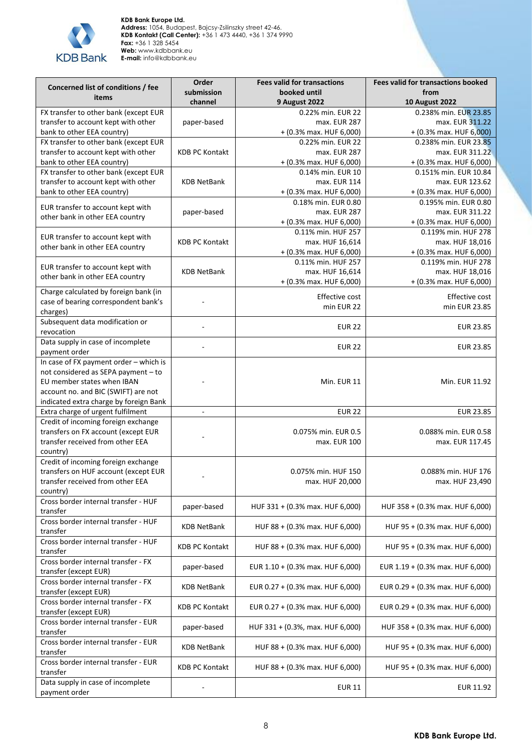**KDB Bank Europe Ltd.**
**Address:** 1054, Budapest, Bajcsy-Zsilinszky street 42-46.
**KDB Kontakt (Call Center):** +36 1 473 4440, +36 1 374 9990
**Fax:** +36 1 328 5454
**Web:** www.kdbbank.eu
**E-mail:** info@kdbbank.eu

| Concerned list of conditions / fee items | Order submission channel | Fees valid for transactions booked until 9 August 2022 | Fees valid for transactions booked from 10 August 2022 |
|---|---|---|---|
| FX transfer to other bank (except EUR transfer to account kept with other bank to other EEA country) | paper-based | 0.22% min. EUR 22 max. EUR 287 + (0.3% max. HUF 6,000) | 0.238% min. EUR 23.85 max. EUR 311.22 + (0.3% max. HUF 6,000) |
| FX transfer to other bank (except EUR transfer to account kept with other bank to other EEA country) | KDB PC Kontakt | 0.22% min. EUR 22 max. EUR 287 + (0.3% max. HUF 6,000) | 0.238% min. EUR 23.85 max. EUR 311.22 + (0.3% max. HUF 6,000) |
| FX transfer to other bank (except EUR transfer to account kept with other bank to other EEA country) | KDB NetBank | 0.14% min. EUR 10 max. EUR 114 + (0.3% max. HUF 6,000) | 0.151% min. EUR 10.84 max. EUR 123.62 + (0.3% max. HUF 6,000) |
| EUR transfer to account kept with other bank in other EEA country | paper-based | 0.18% min. EUR 0.80 max. EUR 287 + (0.3% max. HUF 6,000) | 0.195% min. EUR 0.80 max. EUR 311.22 + (0.3% max. HUF 6,000) |
| EUR transfer to account kept with other bank in other EEA country | KDB PC Kontakt | 0.11% min. HUF 257 max. HUF 16,614 + (0.3% max. HUF 6,000) | 0.119% min. HUF 278 max. HUF 18,016 + (0.3% max. HUF 6,000) |
| EUR transfer to account kept with other bank in other EEA country | KDB NetBank | 0.11% min. HUF 257 max. HUF 16,614 + (0.3% max. HUF 6,000) | 0.119% min. HUF 278 max. HUF 18,016 + (0.3% max. HUF 6,000) |
| Charge calculated by foreign bank (in case of bearing correspondent bank's charges) | - | Effective cost min EUR 22 | Effective cost min EUR 23.85 |
| Subsequent data modification or revocation | - | EUR 22 | EUR 23.85 |
| Data supply in case of incomplete payment order | - | EUR 22 | EUR 23.85 |
| In case of FX payment order – which is not considered as SEPA payment – to EU member states when IBAN account no. and BIC (SWIFT) are not indicated extra charge by foreign Bank | - | Min. EUR 11 | Min. EUR 11.92 |
| Extra charge of urgent fulfilment | - | EUR 22 | EUR 23.85 |
| Credit of incoming foreign exchange transfers on FX account (except EUR transfer received from other EEA country) | - | 0.075% min. EUR 0.5 max. EUR 100 | 0.088% min. EUR 0.58 max. EUR 117.45 |
| Credit of incoming foreign exchange transfers on HUF account (except EUR transfer received from other EEA country) | - | 0.075% min. HUF 150 max. HUF 20,000 | 0.088% min. HUF 176 max. HUF 23,490 |
| Cross border internal transfer - HUF transfer | paper-based | HUF 331 + (0.3% max. HUF 6,000) | HUF 358 + (0.3% max. HUF 6,000) |
| Cross border internal transfer - HUF transfer | KDB NetBank | HUF 88 + (0.3% max. HUF 6,000) | HUF 95 + (0.3% max. HUF 6,000) |
| Cross border internal transfer - HUF transfer | KDB PC Kontakt | HUF 88 + (0.3% max. HUF 6,000) | HUF 95 + (0.3% max. HUF 6,000) |
| Cross border internal transfer - FX transfer (except EUR) | paper-based | EUR 1.10 + (0.3% max. HUF 6,000) | EUR 1.19 + (0.3% max. HUF 6,000) |
| Cross border internal transfer - FX transfer (except EUR) | KDB NetBank | EUR 0.27 + (0.3% max. HUF 6,000) | EUR 0.29 + (0.3% max. HUF 6,000) |
| Cross border internal transfer - FX transfer (except EUR) | KDB PC Kontakt | EUR 0.27 + (0.3% max. HUF 6,000) | EUR 0.29 + (0.3% max. HUF 6,000) |
| Cross border internal transfer - EUR transfer | paper-based | HUF 331 + (0.3%, max. HUF 6,000) | HUF 358 + (0.3% max. HUF 6,000) |
| Cross border internal transfer - EUR transfer | KDB NetBank | HUF 88 + (0.3% max. HUF 6,000) | HUF 95 + (0.3% max. HUF 6,000) |
| Cross border internal transfer - EUR transfer | KDB PC Kontakt | HUF 88 + (0.3% max. HUF 6,000) | HUF 95 + (0.3% max. HUF 6,000) |
| Data supply in case of incomplete payment order | - | EUR 11 | EUR 11.92 |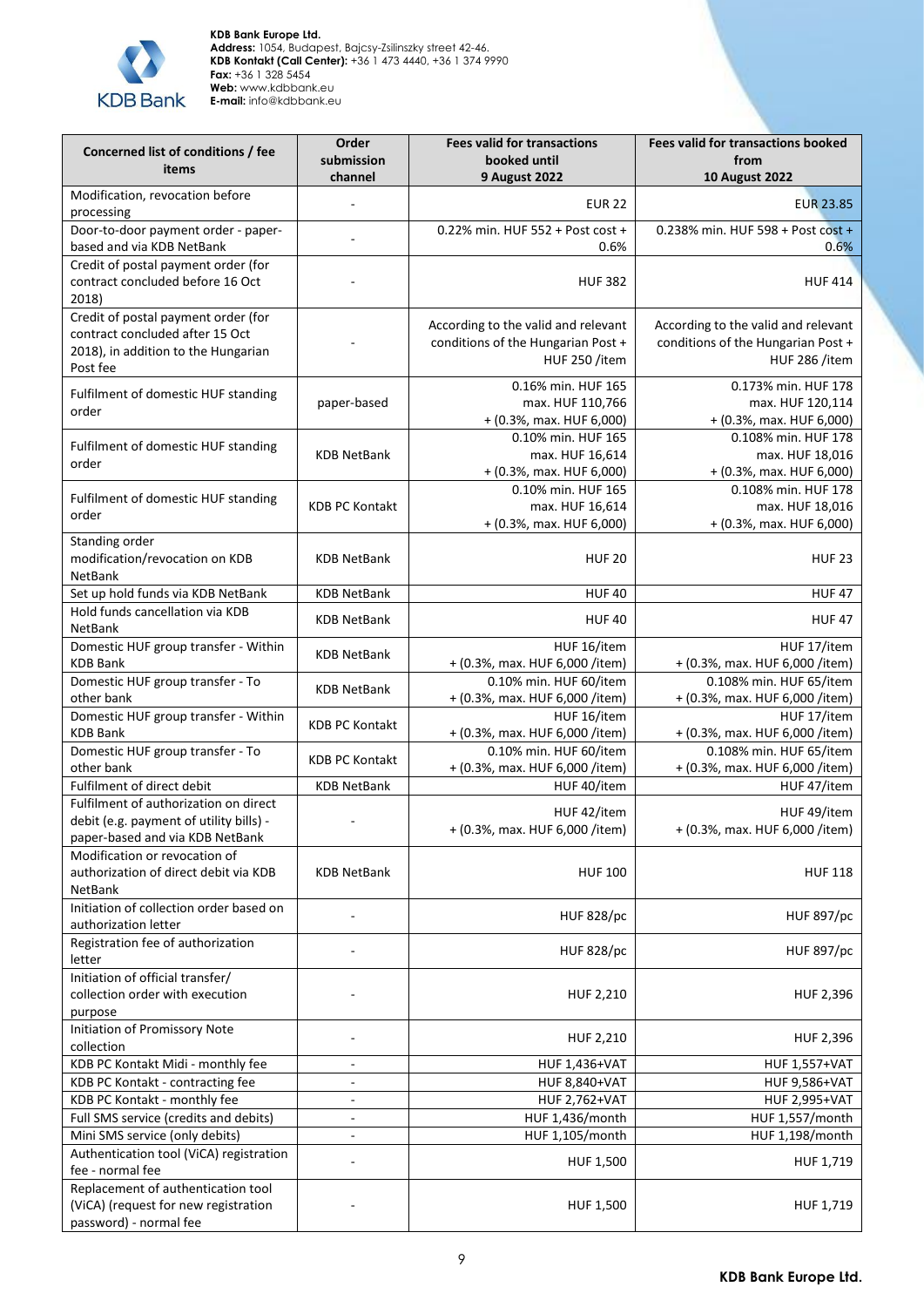| Concerned list of conditions / fee items | Order submission channel | Fees valid for transactions booked until 9 August 2022 | Fees valid for transactions booked from 10 August 2022 |
|---|---|---|---|
| Modification, revocation before processing | - | EUR 22 | EUR 23.85 |
| Door-to-door payment order - paper-based and via KDB NetBank | - | 0.22% min. HUF 552 + Post cost + 0.6% | 0.238% min. HUF 598 + Post cost + 0.6% |
| Credit of postal payment order (for contract concluded before 16 Oct 2018) | - | HUF 382 | HUF 414 |
| Credit of postal payment order (for contract concluded after 15 Oct 2018), in addition to the Hungarian Post fee | - | According to the valid and relevant conditions of the Hungarian Post + HUF 250 /item | According to the valid and relevant conditions of the Hungarian Post + HUF 286 /item |
| Fulfilment of domestic HUF standing order | paper-based | 0.16% min. HUF 165 max. HUF 110,766 + (0.3%, max. HUF 6,000) | 0.173% min. HUF 178 max. HUF 120,114 + (0.3%, max. HUF 6,000) |
| Fulfilment of domestic HUF standing order | KDB NetBank | 0.10% min. HUF 165 max. HUF 16,614 + (0.3%, max. HUF 6,000) | 0.108% min. HUF 178 max. HUF 18,016 + (0.3%, max. HUF 6,000) |
| Fulfilment of domestic HUF standing order | KDB PC Kontakt | 0.10% min. HUF 165 max. HUF 16,614 + (0.3%, max. HUF 6,000) | 0.108% min. HUF 178 max. HUF 18,016 + (0.3%, max. HUF 6,000) |
| Standing order modification/revocation on KDB NetBank | KDB NetBank | HUF 20 | HUF 23 |
| Set up hold funds via KDB NetBank | KDB NetBank | HUF 40 | HUF 47 |
| Hold funds cancellation via KDB NetBank | KDB NetBank | HUF 40 | HUF 47 |
| Domestic HUF group transfer - Within KDB Bank | KDB NetBank | HUF 16/item + (0.3%, max. HUF 6,000 /item) | HUF 17/item + (0.3%, max. HUF 6,000 /item) |
| Domestic HUF group transfer - To other bank | KDB NetBank | 0.10% min. HUF 60/item + (0.3%, max. HUF 6,000 /item) | 0.108% min. HUF 65/item + (0.3%, max. HUF 6,000 /item) |
| Domestic HUF group transfer - Within KDB Bank | KDB PC Kontakt | HUF 16/item + (0.3%, max. HUF 6,000 /item) | HUF 17/item + (0.3%, max. HUF 6,000 /item) |
| Domestic HUF group transfer - To other bank | KDB PC Kontakt | 0.10% min. HUF 60/item + (0.3%, max. HUF 6,000 /item) | 0.108% min. HUF 65/item + (0.3%, max. HUF 6,000 /item) |
| Fulfilment of direct debit | KDB NetBank | HUF 40/item | HUF 47/item |
| Fulfilment of authorization on direct debit (e.g. payment of utility bills) - paper-based and via KDB NetBank | - | HUF 42/item + (0.3%, max. HUF 6,000 /item) | HUF 49/item + (0.3%, max. HUF 6,000 /item) |
| Modification or revocation of authorization of direct debit via KDB NetBank | KDB NetBank | HUF 100 | HUF 118 |
| Initiation of collection order based on authorization letter | - | HUF 828/pc | HUF 897/pc |
| Registration fee of authorization letter | - | HUF 828/pc | HUF 897/pc |
| Initiation of official transfer/ collection order with execution purpose | - | HUF 2,210 | HUF 2,396 |
| Initiation of Promissory Note collection | - | HUF 2,210 | HUF 2,396 |
| KDB PC Kontakt Midi - monthly fee | - | HUF 1,436+VAT | HUF 1,557+VAT |
| KDB PC Kontakt - contracting fee | - | HUF 8,840+VAT | HUF 9,586+VAT |
| KDB PC Kontakt - monthly fee | - | HUF 2,762+VAT | HUF 2,995+VAT |
| Full SMS service (credits and debits) | - | HUF 1,436/month | HUF 1,557/month |
| Mini SMS service (only debits) | - | HUF 1,105/month | HUF 1,198/month |
| Authentication tool (ViCA) registration fee - normal fee | - | HUF 1,500 | HUF 1,719 |
| Replacement of authentication tool (ViCA) (request for new registration password) - normal fee | - | HUF 1,500 | HUF 1,719 |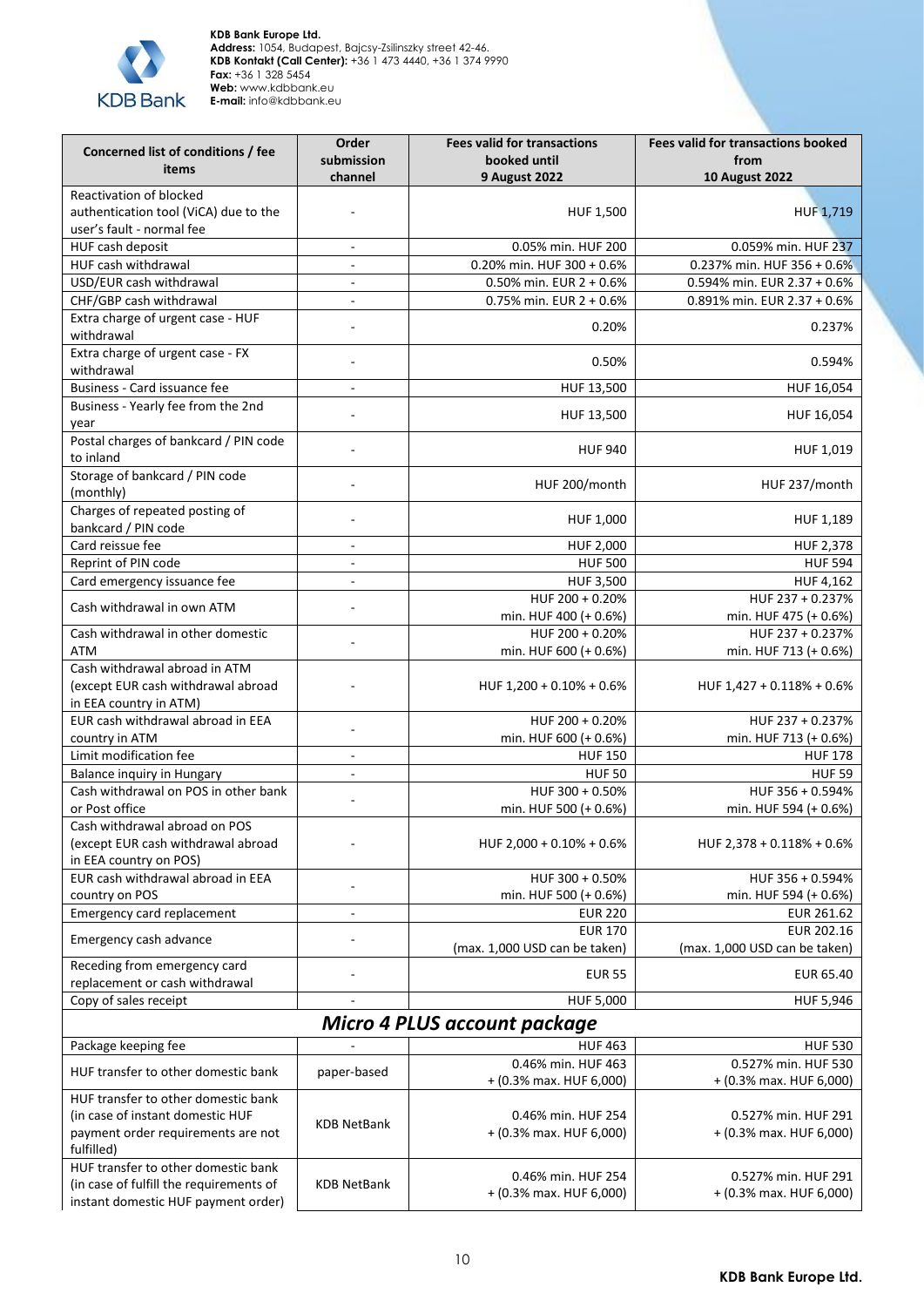**KDB Bank Europe Ltd.**
**Address:** 1054, Budapest, Bajcsy-Zsilinszky street 42-46.
**KDB Kontakt (Call Center):** +36 1 473 4440, +36 1 374 9990
**Fax:** +36 1 328 5454
**Web:** www.kdbbank.eu
**E-mail:** info@kdbbank.eu

| Concerned list of conditions / fee items | Order submission channel | Fees valid for transactions booked until 9 August 2022 | Fees valid for transactions booked from 10 August 2022 |
|---|---|---|---|
| Reactivation of blocked authentication tool (ViCA) due to the user's fault - normal fee | - | HUF 1,500 | HUF 1,719 |
| HUF cash deposit | - | 0.05% min. HUF 200 | 0.059% min. HUF 237 |
| HUF cash withdrawal | - | 0.20% min. HUF 300 + 0.6% | 0.237% min. HUF 356 + 0.6% |
| USD/EUR cash withdrawal | - | 0.50% min. EUR 2 + 0.6% | 0.594% min. EUR 2.37 + 0.6% |
| CHF/GBP cash withdrawal | - | 0.75% min. EUR 2 + 0.6% | 0.891% min. EUR 2.37 + 0.6% |
| Extra charge of urgent case - HUF withdrawal | - | 0.20% | 0.237% |
| Extra charge of urgent case - FX withdrawal | - | 0.50% | 0.594% |
| Business - Card issuance fee | - | HUF 13,500 | HUF 16,054 |
| Business - Yearly fee from the 2nd year | - | HUF 13,500 | HUF 16,054 |
| Postal charges of bankcard / PIN code to inland | - | HUF 940 | HUF 1,019 |
| Storage of bankcard / PIN code (monthly) | - | HUF 200/month | HUF 237/month |
| Charges of repeated posting of bankcard / PIN code | - | HUF 1,000 | HUF 1,189 |
| Card reissue fee | - | HUF 2,000 | HUF 2,378 |
| Reprint of PIN code | - | HUF 500 | HUF 594 |
| Card emergency issuance fee | - | HUF 3,500 | HUF 4,162 |
| Cash withdrawal in own ATM | - | HUF 200 + 0.20% min. HUF 400 (+ 0.6%) | HUF 237 + 0.237% min. HUF 475 (+ 0.6%) |
| Cash withdrawal in other domestic ATM | - | HUF 200 + 0.20% min. HUF 600 (+ 0.6%) | HUF 237 + 0.237% min. HUF 713 (+ 0.6%) |
| Cash withdrawal abroad in ATM (except EUR cash withdrawal abroad in EEA country in ATM) | - | HUF 1,200 + 0.10% + 0.6% | HUF 1,427 + 0.118% + 0.6% |
| EUR cash withdrawal abroad in EEA country in ATM | - | HUF 200 + 0.20% min. HUF 600 (+ 0.6%) | HUF 237 + 0.237% min. HUF 713 (+ 0.6%) |
| Limit modification fee | - | HUF 150 | HUF 178 |
| Balance inquiry in Hungary | - | HUF 50 | HUF 59 |
| Cash withdrawal on POS in other bank or Post office | - | HUF 300 + 0.50% min. HUF 500 (+ 0.6%) | HUF 356 + 0.594% min. HUF 594 (+ 0.6%) |
| Cash withdrawal abroad on POS (except EUR cash withdrawal abroad in EEA country on POS) | - | HUF 2,000 + 0.10% + 0.6% | HUF 2,378 + 0.118% + 0.6% |
| EUR cash withdrawal abroad in EEA country on POS | - | HUF 300 + 0.50% min. HUF 500 (+ 0.6%) | HUF 356 + 0.594% min. HUF 594 (+ 0.6%) |
| Emergency card replacement | - | EUR 220 | EUR 261.62 |
| Emergency cash advance | - | EUR 170 (max. 1,000 USD can be taken) | EUR 202.16 (max. 1,000 USD can be taken) |
| Receding from emergency card replacement or cash withdrawal | - | EUR 55 | EUR 65.40 |
| Copy of sales receipt | - | HUF 5,000 | HUF 5,946 |
| ***Micro 4 PLUS account package*** | | | |
| Package keeping fee | - | HUF 463 | HUF 530 |
| HUF transfer to other domestic bank | paper-based | 0.46% min. HUF 463 + (0.3% max. HUF 6,000) | 0.527% min. HUF 530 + (0.3% max. HUF 6,000) |
| HUF transfer to other domestic bank (in case of instant domestic HUF payment order requirements are not fulfilled) | KDB NetBank | 0.46% min. HUF 254 + (0.3% max. HUF 6,000) | 0.527% min. HUF 291 + (0.3% max. HUF 6,000) |
| HUF transfer to other domestic bank (in case of fulfill the requirements of instant domestic HUF payment order) | KDB NetBank | 0.46% min. HUF 254 + (0.3% max. HUF 6,000) | 0.527% min. HUF 291 + (0.3% max. HUF 6,000) |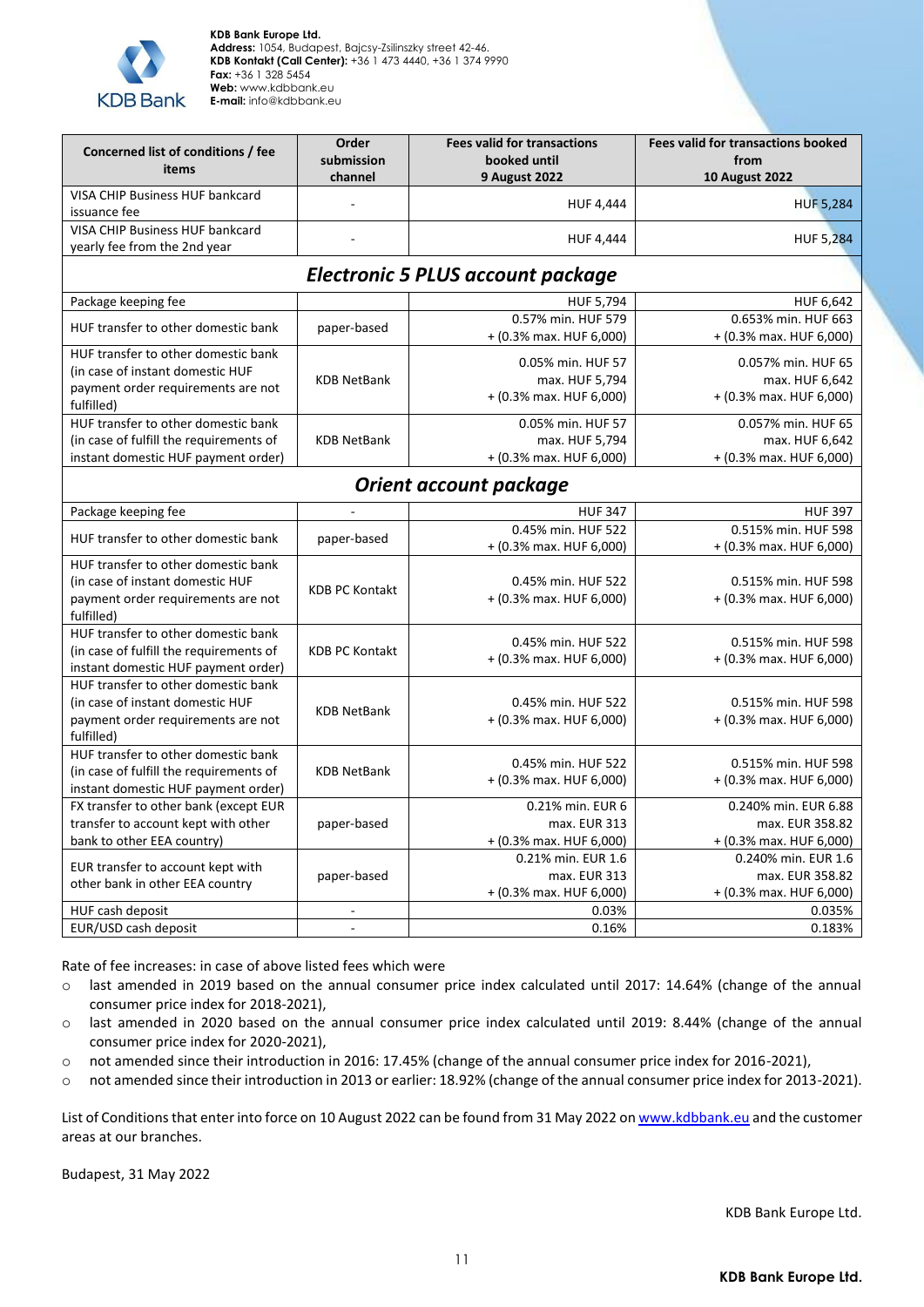| Concerned list of conditions / fee items | Order submission channel | Fees valid for transactions booked until 9 August 2022 | Fees valid for transactions booked from 10 August 2022 |
|---|---|---|---|
| VISA CHIP Business HUF bankcard issuance fee | - | HUF 4,444 | HUF 5,284 |
| VISA CHIP Business HUF bankcard yearly fee from the 2nd year | - | HUF 4,444 | HUF 5,284 |
| ***Electronic 5 PLUS account package*** | | | |
| Package keeping fee | | HUF 5,794 | HUF 6,642 |
| HUF transfer to other domestic bank | paper-based | 0.57% min. HUF 579 + (0.3% max. HUF 6,000) | 0.653% min. HUF 663 + (0.3% max. HUF 6,000) |
| HUF transfer to other domestic bank (in case of instant domestic HUF payment order requirements are not fulfilled) | KDB NetBank | 0.05% min. HUF 57 max. HUF 5,794 + (0.3% max. HUF 6,000) | 0.057% min. HUF 65 max. HUF 6,642 + (0.3% max. HUF 6,000) |
| HUF transfer to other domestic bank (in case of fulfill the requirements of instant domestic HUF payment order) | KDB NetBank | 0.05% min. HUF 57 max. HUF 5,794 + (0.3% max. HUF 6,000) | 0.057% min. HUF 65 max. HUF 6,642 + (0.3% max. HUF 6,000) |
| ***Orient account package*** | | | |
| Package keeping fee | - | HUF 347 | HUF 397 |
| HUF transfer to other domestic bank | paper-based | 0.45% min. HUF 522 + (0.3% max. HUF 6,000) | 0.515% min. HUF 598 + (0.3% max. HUF 6,000) |
| HUF transfer to other domestic bank (in case of instant domestic HUF payment order requirements are not fulfilled) | KDB PC Kontakt | 0.45% min. HUF 522 + (0.3% max. HUF 6,000) | 0.515% min. HUF 598 + (0.3% max. HUF 6,000) |
| HUF transfer to other domestic bank (in case of fulfill the requirements of instant domestic HUF payment order) | KDB PC Kontakt | 0.45% min. HUF 522 + (0.3% max. HUF 6,000) | 0.515% min. HUF 598 + (0.3% max. HUF 6,000) |
| HUF transfer to other domestic bank (in case of instant domestic HUF payment order requirements are not fulfilled) | KDB NetBank | 0.45% min. HUF 522 + (0.3% max. HUF 6,000) | 0.515% min. HUF 598 + (0.3% max. HUF 6,000) |
| HUF transfer to other domestic bank (in case of fulfill the requirements of instant domestic HUF payment order) | KDB NetBank | 0.45% min. HUF 522 + (0.3% max. HUF 6,000) | 0.515% min. HUF 598 + (0.3% max. HUF 6,000) |
| FX transfer to other bank (except EUR transfer to account kept with other bank to other EEA country) | paper-based | 0.21% min. EUR 6 max. EUR 313 + (0.3% max. HUF 6,000) | 0.240% min. EUR 6.88 max. EUR 358.82 + (0.3% max. HUF 6,000) |
| EUR transfer to account kept with other bank in other EEA country | paper-based | 0.21% min. EUR 1.6 max. EUR 313 + (0.3% max. HUF 6,000) | 0.240% min. EUR 1.6 max. EUR 358.82 + (0.3% max. HUF 6,000) |
| HUF cash deposit | - | 0.03% | 0.035% |
| EUR/USD cash deposit | - | 0.16% | 0.183% |

Rate of fee increases: in case of above listed fees which were

- last amended in 2019 based on the annual consumer price index calculated until 2017: 14.64% (change of the annual consumer price index for 2018-2021),
- last amended in 2020 based on the annual consumer price index calculated until 2019: 8.44% (change of the annual consumer price index for 2020-2021),
- not amended since their introduction in 2016: 17.45% (change of the annual consumer price index for 2016-2021),
- not amended since their introduction in 2013 or earlier: 18.92% (change of the annual consumer price index for 2013-2021).

List of Conditions that enter into force on 10 August 2022 can be found from 31 May 2022 on www.kdbbank.eu and the customer areas at our branches.

Budapest, 31 May 2022

KDB Bank Europe Ltd.